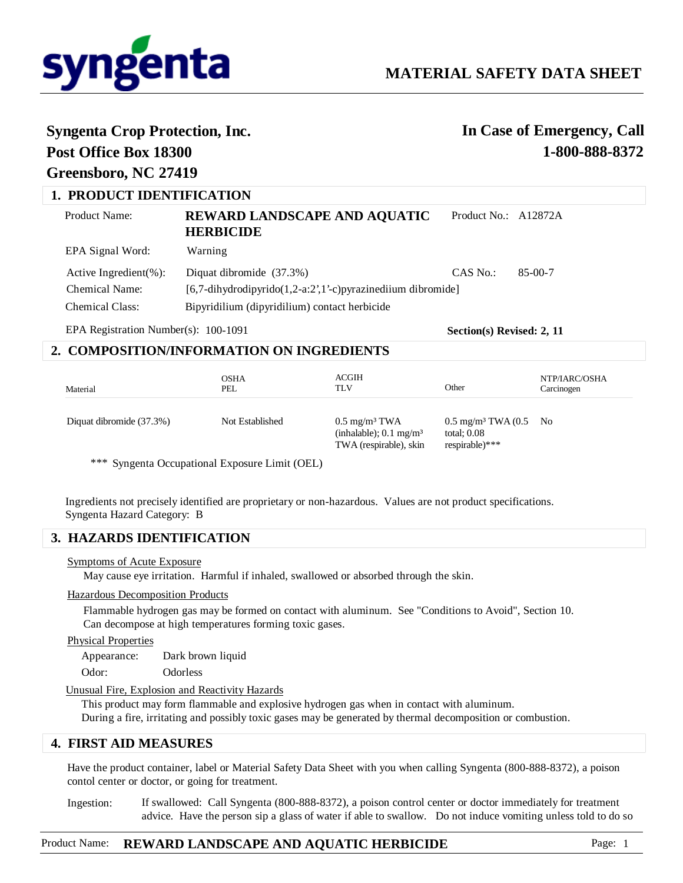# syngenta

# MATERIAL SAFETY DATA SHEET

**Syngenta Crop Protection, Inc.**
**Post Office Box 18300**
**Greensboro, NC 27419**

**In Case of Emergency, Call**
**1-800-888-8372**

## 1. PRODUCT IDENTIFICATION

| | | | |
|---|---|---|---|
| Product Name: | **REWARD LANDSCAPE AND AQUATIC HERBICIDE** | Product No.: | A12872A |
| EPA Signal Word: | Warning | | |
| Active Ingredient(%): | Diquat dibromide (37.3%) | CAS No.: | 85-00-7 |
| Chemical Name: | [6,7-dihydrodipyrido(1,2-a:2',1'-c)pyrazinediium dibromide] | | |
| Chemical Class: | Bipyridilium (dipyridilium) contact herbicide | | |

EPA Registration Number(s): 100-1091

**Section(s) Revised: 2, 11**

## 2. COMPOSITION/INFORMATION ON INGREDIENTS

| Material | OSHA PEL | ACGIH TLV | Other | NTP/IARC/OSHA Carcinogen |
|---|---|---|---|---|
| Diquat dibromide (37.3%) | Not Established | 0.5 mg/m³ TWA (inhalable); 0.1 mg/m³ TWA (respirable), skin | 0.5 mg/m³ TWA (0.5 total; 0.08 respirable)*** | No |

*** Syngenta Occupational Exposure Limit (OEL)

Ingredients not precisely identified are proprietary or non-hazardous. Values are not product specifications.
Syngenta Hazard Category: B

## 3. HAZARDS IDENTIFICATION

Symptoms of Acute Exposure

May cause eye irritation. Harmful if inhaled, swallowed or absorbed through the skin.

Hazardous Decomposition Products

Flammable hydrogen gas may be formed on contact with aluminum. See "Conditions to Avoid", Section 10.
Can decompose at high temperatures forming toxic gases.

Physical Properties

Appearance: Dark brown liquid
Odor: Odorless

Unusual Fire, Explosion and Reactivity Hazards

This product may form flammable and explosive hydrogen gas when in contact with aluminum.
During a fire, irritating and possibly toxic gases may be generated by thermal decomposition or combustion.

## 4. FIRST AID MEASURES

Have the product container, label or Material Safety Data Sheet with you when calling Syngenta (800-888-8372), a poison contol center or doctor, or going for treatment.

Ingestion: If swallowed: Call Syngenta (800-888-8372), a poison control center or doctor immediately for treatment advice. Have the person sip a glass of water if able to swallow. Do not induce vomiting unless told to do so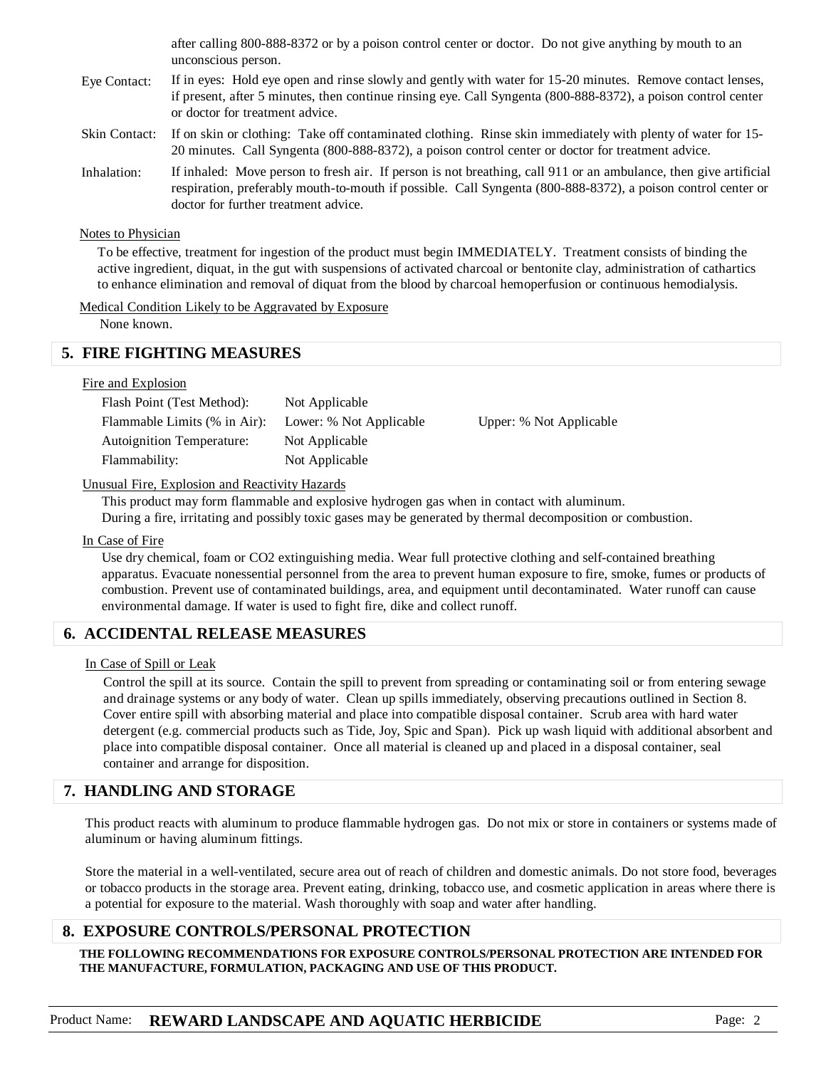after calling 800-888-8372 or by a poison control center or doctor. Do not give anything by mouth to an unconscious person.

Eye Contact: If in eyes: Hold eye open and rinse slowly and gently with water for 15-20 minutes. Remove contact lenses, if present, after 5 minutes, then continue rinsing eye. Call Syngenta (800-888-8372), a poison control center or doctor for treatment advice.

Skin Contact: If on skin or clothing: Take off contaminated clothing. Rinse skin immediately with plenty of water for 15-20 minutes. Call Syngenta (800-888-8372), a poison control center or doctor for treatment advice.

Inhalation: If inhaled: Move person to fresh air. If person is not breathing, call 911 or an ambulance, then give artificial respiration, preferably mouth-to-mouth if possible. Call Syngenta (800-888-8372), a poison control center or doctor for further treatment advice.

Notes to Physician

To be effective, treatment for ingestion of the product must begin IMMEDIATELY. Treatment consists of binding the active ingredient, diquat, in the gut with suspensions of activated charcoal or bentonite clay, administration of cathartics to enhance elimination and removal of diquat from the blood by charcoal hemoperfusion or continuous hemodialysis.

Medical Condition Likely to be Aggravated by Exposure

None known.

## 5. FIRE FIGHTING MEASURES

Fire and Explosion

| | | |
|---|---|---|
| Flash Point (Test Method): | Not Applicable | |
| Flammable Limits (% in Air): | Lower: % Not Applicable | Upper: % Not Applicable |
| Autoignition Temperature: | Not Applicable | |
| Flammability: | Not Applicable | |

Unusual Fire, Explosion and Reactivity Hazards

This product may form flammable and explosive hydrogen gas when in contact with aluminum.
During a fire, irritating and possibly toxic gases may be generated by thermal decomposition or combustion.

In Case of Fire

Use dry chemical, foam or CO2 extinguishing media. Wear full protective clothing and self-contained breathing apparatus. Evacuate nonessential personnel from the area to prevent human exposure to fire, smoke, fumes or products of combustion. Prevent use of contaminated buildings, area, and equipment until decontaminated. Water runoff can cause environmental damage. If water is used to fight fire, dike and collect runoff.

## 6. ACCIDENTAL RELEASE MEASURES

In Case of Spill or Leak

Control the spill at its source. Contain the spill to prevent from spreading or contaminating soil or from entering sewage and drainage systems or any body of water. Clean up spills immediately, observing precautions outlined in Section 8. Cover entire spill with absorbing material and place into compatible disposal container. Scrub area with hard water detergent (e.g. commercial products such as Tide, Joy, Spic and Span). Pick up wash liquid with additional absorbent and place into compatible disposal container. Once all material is cleaned up and placed in a disposal container, seal container and arrange for disposition.

## 7. HANDLING AND STORAGE

This product reacts with aluminum to produce flammable hydrogen gas. Do not mix or store in containers or systems made of aluminum or having aluminum fittings.

Store the material in a well-ventilated, secure area out of reach of children and domestic animals. Do not store food, beverages or tobacco products in the storage area. Prevent eating, drinking, tobacco use, and cosmetic application in areas where there is a potential for exposure to the material. Wash thoroughly with soap and water after handling.

## 8. EXPOSURE CONTROLS/PERSONAL PROTECTION

**THE FOLLOWING RECOMMENDATIONS FOR EXPOSURE CONTROLS/PERSONAL PROTECTION ARE INTENDED FOR THE MANUFACTURE, FORMULATION, PACKAGING AND USE OF THIS PRODUCT.**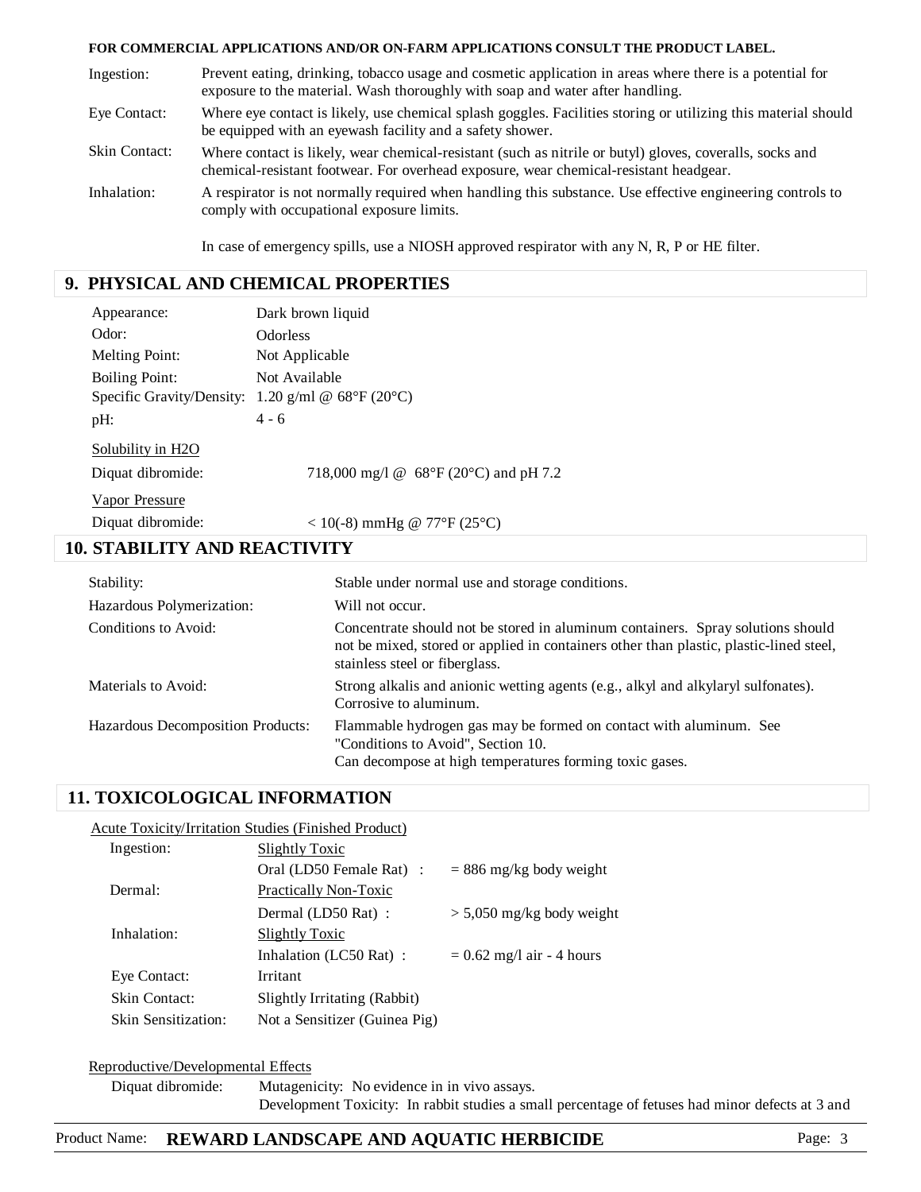**FOR COMMERCIAL APPLICATIONS AND/OR ON-FARM APPLICATIONS CONSULT THE PRODUCT LABEL.**

| | |
|---|---|
| Ingestion: | Prevent eating, drinking, tobacco usage and cosmetic application in areas where there is a potential for exposure to the material. Wash thoroughly with soap and water after handling. |
| Eye Contact: | Where eye contact is likely, use chemical splash goggles. Facilities storing or utilizing this material should be equipped with an eyewash facility and a safety shower. |
| Skin Contact: | Where contact is likely, wear chemical-resistant (such as nitrile or butyl) gloves, coveralls, socks and chemical-resistant footwear. For overhead exposure, wear chemical-resistant headgear. |
| Inhalation: | A respirator is not normally required when handling this substance. Use effective engineering controls to comply with occupational exposure limits. |

In case of emergency spills, use a NIOSH approved respirator with any N, R, P or HE filter.

## 9. PHYSICAL AND CHEMICAL PROPERTIES

| | |
|---|---|
| Appearance: | Dark brown liquid |
| Odor: | Odorless |
| Melting Point: | Not Applicable |
| Boiling Point: | Not Available |
| Specific Gravity/Density: | 1.20 g/ml @ 68°F (20°C) |
| pH: | 4 - 6 |

Solubility in H2O

Diquat dibromide: 718,000 mg/l @ 68°F (20°C) and pH 7.2

Vapor Pressure

Diquat dibromide: < 10(-8) mmHg @ 77°F (25°C)

## 10. STABILITY AND REACTIVITY

| | |
|---|---|
| Stability: | Stable under normal use and storage conditions. |
| Hazardous Polymerization: | Will not occur. |
| Conditions to Avoid: | Concentrate should not be stored in aluminum containers. Spray solutions should not be mixed, stored or applied in containers other than plastic, plastic-lined steel, stainless steel or fiberglass. |
| Materials to Avoid: | Strong alkalis and anionic wetting agents (e.g., alkyl and alkylaryl sulfonates). Corrosive to aluminum. |
| Hazardous Decomposition Products: | Flammable hydrogen gas may be formed on contact with aluminum. See "Conditions to Avoid", Section 10. Can decompose at high temperatures forming toxic gases. |

## 11. TOXICOLOGICAL INFORMATION

Acute Toxicity/Irritation Studies (Finished Product)

| | | |
|---|---|---|
| Ingestion: | Slightly Toxic | |
| | Oral (LD50 Female Rat) : | = 886 mg/kg body weight |
| Dermal: | Practically Non-Toxic | |
| | Dermal (LD50 Rat) : | > 5,050 mg/kg body weight |
| Inhalation: | Slightly Toxic | |
| | Inhalation (LC50 Rat) : | = 0.62 mg/l air - 4 hours |
| Eye Contact: | Irritant | |
| Skin Contact: | Slightly Irritating (Rabbit) | |
| Skin Sensitization: | Not a Sensitizer (Guinea Pig) | |

Reproductive/Developmental Effects

Diquat dibromide: Mutagenicity: No evidence in in vivo assays.
Development Toxicity: In rabbit studies a small percentage of fetuses had minor defects at 3 and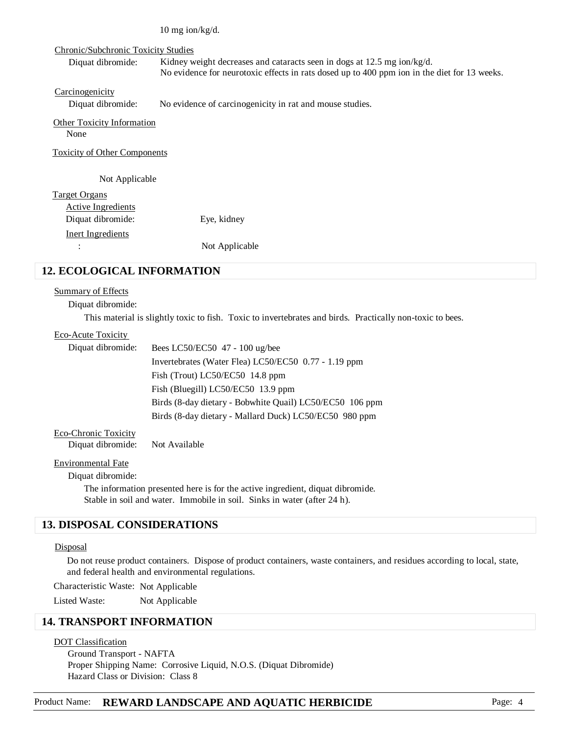10 mg ion/kg/d.

Chronic/Subchronic Toxicity Studies

Diquat dibromide: Kidney weight decreases and cataracts seen in dogs at 12.5 mg ion/kg/d.
No evidence for neurotoxic effects in rats dosed up to 400 ppm ion in the diet for 13 weeks.

Carcinogenicity

Diquat dibromide: No evidence of carcinogenicity in rat and mouse studies.

Other Toxicity Information

None

Toxicity of Other Components

Not Applicable

Target Organs

Active Ingredients

Diquat dibromide: Eye, kidney

Inert Ingredients

: Not Applicable

## 12. ECOLOGICAL INFORMATION

Summary of Effects

Diquat dibromide:

This material is slightly toxic to fish. Toxic to invertebrates and birds. Practically non-toxic to bees.

Eco-Acute Toxicity

Diquat dibromide:
- Bees LC50/EC50 47 - 100 ug/bee
- Invertebrates (Water Flea) LC50/EC50 0.77 - 1.19 ppm
- Fish (Trout) LC50/EC50 14.8 ppm
- Fish (Bluegill) LC50/EC50 13.9 ppm
- Birds (8-day dietary - Bobwhite Quail) LC50/EC50 106 ppm
- Birds (8-day dietary - Mallard Duck) LC50/EC50 980 ppm

Eco-Chronic Toxicity

Diquat dibromide: Not Available

Environmental Fate

Diquat dibromide:

The information presented here is for the active ingredient, diquat dibromide.
Stable in soil and water. Immobile in soil. Sinks in water (after 24 h).

## 13. DISPOSAL CONSIDERATIONS

Disposal

Do not reuse product containers. Dispose of product containers, waste containers, and residues according to local, state, and federal health and environmental regulations.

Characteristic Waste: Not Applicable

Listed Waste: Not Applicable

## 14. TRANSPORT INFORMATION

DOT Classification

Ground Transport - NAFTA
Proper Shipping Name: Corrosive Liquid, N.O.S. (Diquat Dibromide)
Hazard Class or Division: Class 8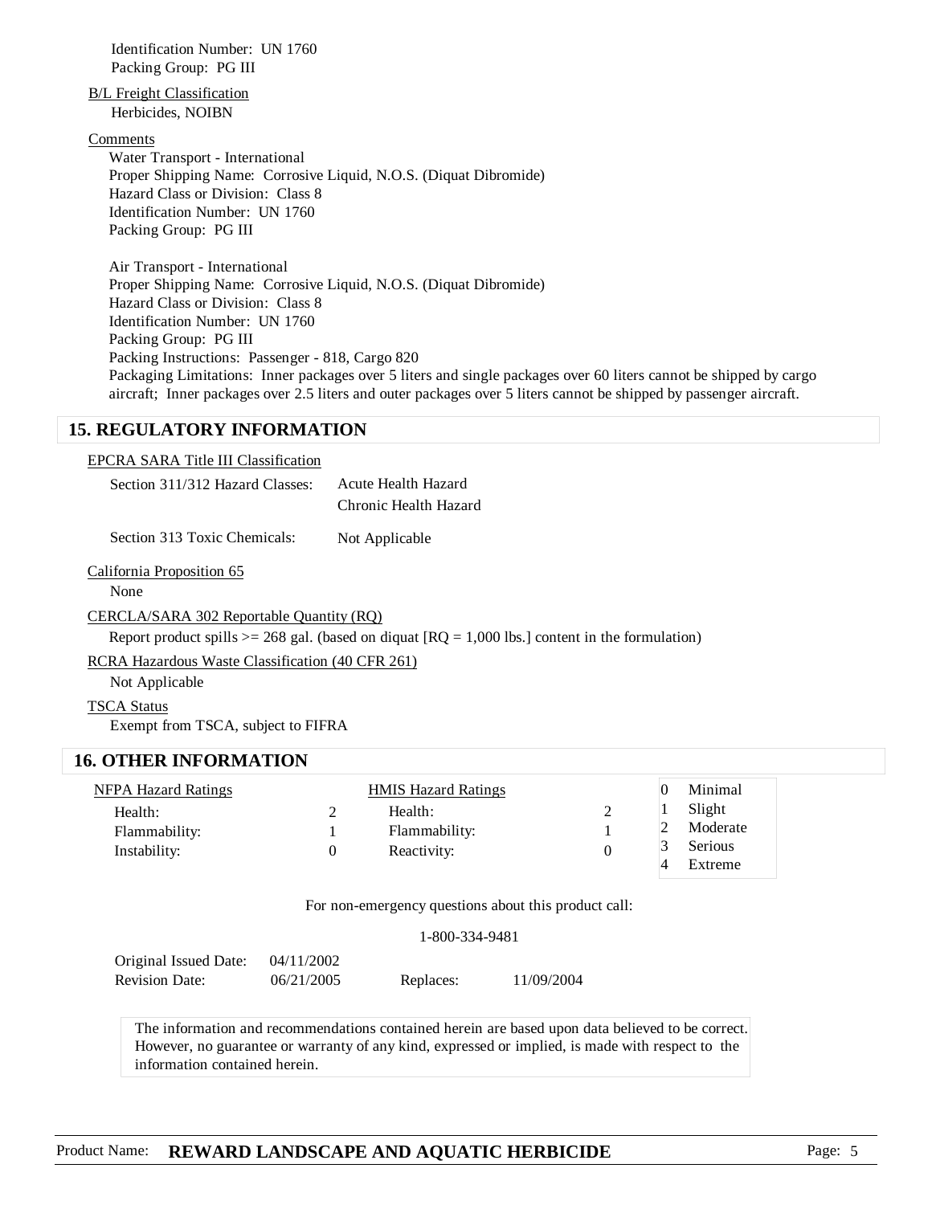Identification Number: UN 1760
Packing Group: PG III

B/L Freight Classification
Herbicides, NOIBN

Comments
Water Transport - International
Proper Shipping Name: Corrosive Liquid, N.O.S. (Diquat Dibromide)
Hazard Class or Division: Class 8
Identification Number: UN 1760
Packing Group: PG III

Air Transport - International
Proper Shipping Name: Corrosive Liquid, N.O.S. (Diquat Dibromide)
Hazard Class or Division: Class 8
Identification Number: UN 1760
Packing Group: PG III
Packing Instructions: Passenger - 818, Cargo 820
Packaging Limitations: Inner packages over 5 liters and single packages over 60 liters cannot be shipped by cargo aircraft; Inner packages over 2.5 liters and outer packages over 5 liters cannot be shipped by passenger aircraft.

## 15. REGULATORY INFORMATION

EPCRA SARA Title III Classification

Section 311/312 Hazard Classes: Acute Health Hazard
Chronic Health Hazard

Section 313 Toxic Chemicals: Not Applicable

California Proposition 65
None

CERCLA/SARA 302 Reportable Quantity (RQ)
Report product spills >= 268 gal. (based on diquat [RQ = 1,000 lbs.] content in the formulation)

RCRA Hazardous Waste Classification (40 CFR 261)
Not Applicable

TSCA Status
Exempt from TSCA, subject to FIFRA

## 16. OTHER INFORMATION

| NFPA Hazard Ratings | | HMIS Hazard Ratings | |
|---|---|---|---|
| Health: | 2 | Health: | 2 |
| Flammability: | 1 | Flammability: | 1 |
| Instability: | 0 | Reactivity: | 0 |

| | |
|---|---|
| 0 | Minimal |
| 1 | Slight |
| 2 | Moderate |
| 3 | Serious |
| 4 | Extreme |

For non-emergency questions about this product call:

1-800-334-9481

Original Issued Date: 04/11/2002
Revision Date: 06/21/2005 Replaces: 11/09/2004

The information and recommendations contained herein are based upon data believed to be correct. However, no guarantee or warranty of any kind, expressed or implied, is made with respect to the information contained herein.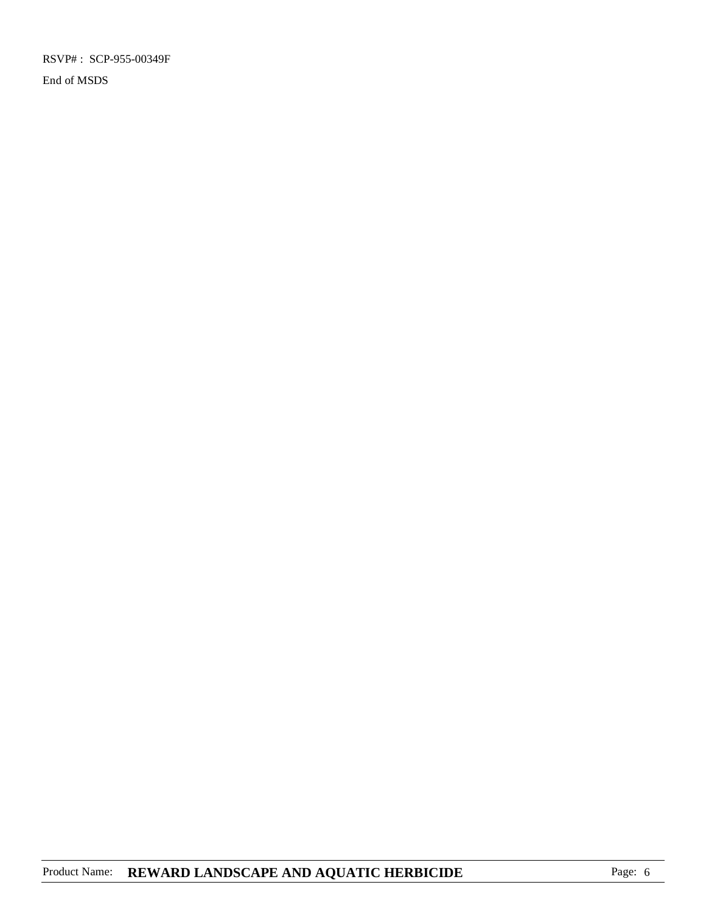RSVP# : SCP-955-00349F

End of MSDS